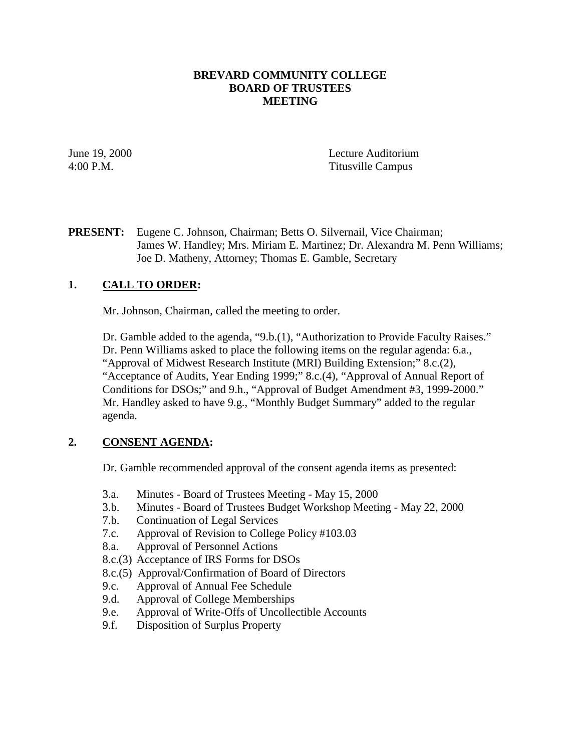# BREVARD COMMUNITY COLLEGE
# BOARD OF TRUSTEES
# MEETING

June 19, 2000
4:00 P.M.

Lecture Auditorium
Titusville Campus

**PRESENT:** Eugene C. Johnson, Chairman; Betts O. Silvernail, Vice Chairman; James W. Handley; Mrs. Miriam E. Martinez; Dr. Alexandra M. Penn Williams; Joe D. Matheny, Attorney; Thomas E. Gamble, Secretary

## 1. CALL TO ORDER:

Mr. Johnson, Chairman, called the meeting to order.

Dr. Gamble added to the agenda, "9.b.(1), "Authorization to Provide Faculty Raises." Dr. Penn Williams asked to place the following items on the regular agenda: 6.a., "Approval of Midwest Research Institute (MRI) Building Extension;" 8.c.(2), "Acceptance of Audits, Year Ending 1999;" 8.c.(4), "Approval of Annual Report of Conditions for DSOs;" and 9.h., "Approval of Budget Amendment #3, 1999-2000." Mr. Handley asked to have 9.g., "Monthly Budget Summary" added to the regular agenda.

## 2. CONSENT AGENDA:

Dr. Gamble recommended approval of the consent agenda items as presented:

- 3.a. Minutes - Board of Trustees Meeting - May 15, 2000
- 3.b. Minutes - Board of Trustees Budget Workshop Meeting - May 22, 2000
- 7.b. Continuation of Legal Services
- 7.c. Approval of Revision to College Policy #103.03
- 8.a. Approval of Personnel Actions
- 8.c.(3) Acceptance of IRS Forms for DSOs
- 8.c.(5) Approval/Confirmation of Board of Directors
- 9.c. Approval of Annual Fee Schedule
- 9.d. Approval of College Memberships
- 9.e. Approval of Write-Offs of Uncollectible Accounts
- 9.f. Disposition of Surplus Property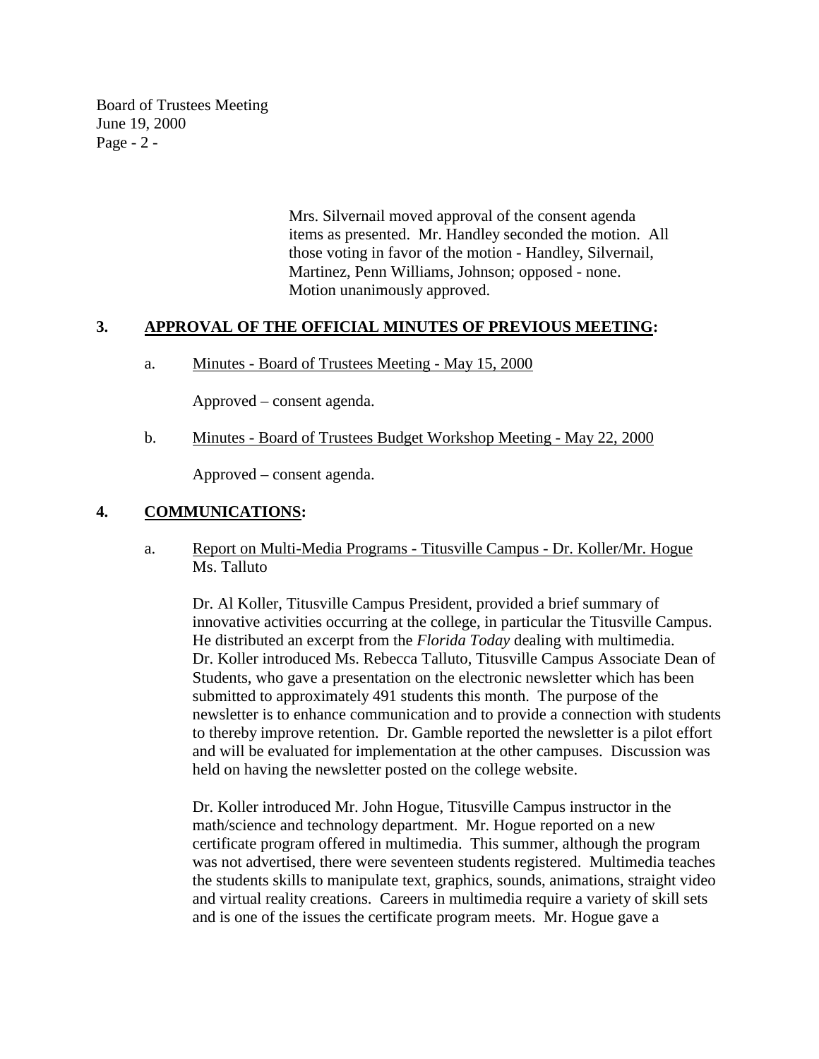Mrs. Silvernail moved approval of the consent agenda items as presented. Mr. Handley seconded the motion. All those voting in favor of the motion - Handley, Silvernail, Martinez, Penn Williams, Johnson; opposed - none. Motion unanimously approved.

## 3. APPROVAL OF THE OFFICIAL MINUTES OF PREVIOUS MEETING:

a. Minutes - Board of Trustees Meeting - May 15, 2000

Approved – consent agenda.

b. Minutes - Board of Trustees Budget Workshop Meeting - May 22, 2000

Approved – consent agenda.

## 4. COMMUNICATIONS:

a. Report on Multi-Media Programs - Titusville Campus - Dr. Koller/Mr. Hogue Ms. Talluto

Dr. Al Koller, Titusville Campus President, provided a brief summary of innovative activities occurring at the college, in particular the Titusville Campus. He distributed an excerpt from the *Florida Today* dealing with multimedia. Dr. Koller introduced Ms. Rebecca Talluto, Titusville Campus Associate Dean of Students, who gave a presentation on the electronic newsletter which has been submitted to approximately 491 students this month. The purpose of the newsletter is to enhance communication and to provide a connection with students to thereby improve retention. Dr. Gamble reported the newsletter is a pilot effort and will be evaluated for implementation at the other campuses. Discussion was held on having the newsletter posted on the college website.

Dr. Koller introduced Mr. John Hogue, Titusville Campus instructor in the math/science and technology department. Mr. Hogue reported on a new certificate program offered in multimedia. This summer, although the program was not advertised, there were seventeen students registered. Multimedia teaches the students skills to manipulate text, graphics, sounds, animations, straight video and virtual reality creations. Careers in multimedia require a variety of skill sets and is one of the issues the certificate program meets. Mr. Hogue gave a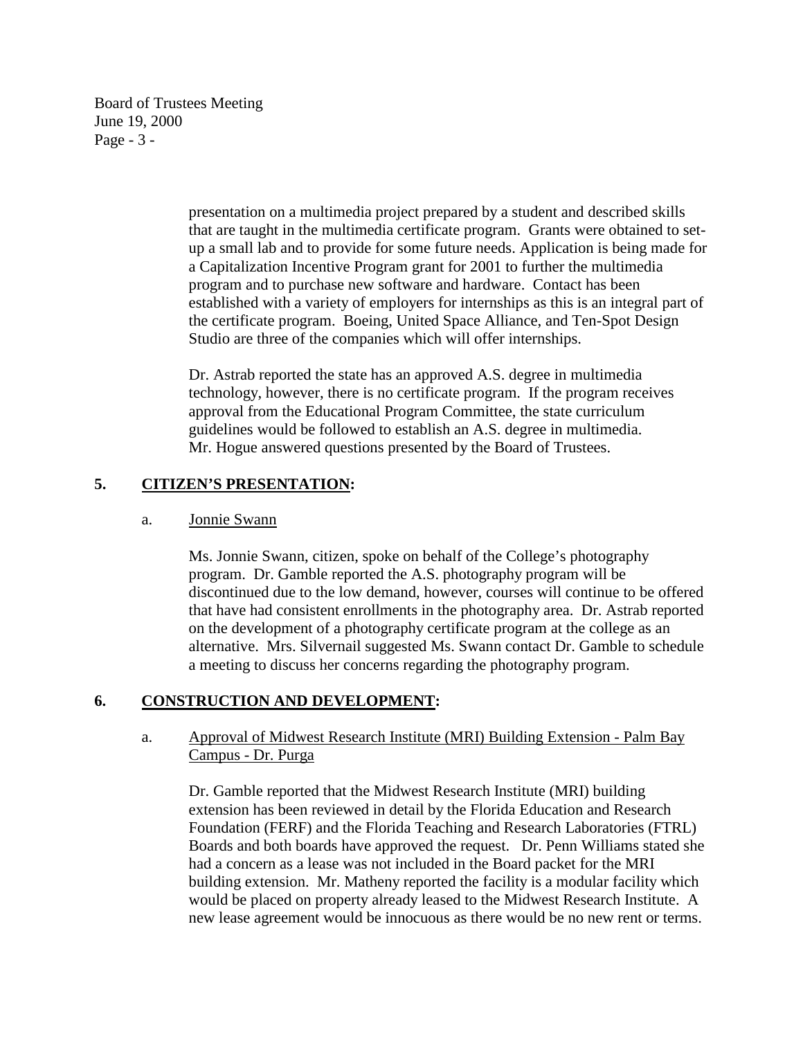presentation on a multimedia project prepared by a student and described skills that are taught in the multimedia certificate program. Grants were obtained to set-up a small lab and to provide for some future needs. Application is being made for a Capitalization Incentive Program grant for 2001 to further the multimedia program and to purchase new software and hardware. Contact has been established with a variety of employers for internships as this is an integral part of the certificate program. Boeing, United Space Alliance, and Ten-Spot Design Studio are three of the companies which will offer internships.

Dr. Astrab reported the state has an approved A.S. degree in multimedia technology, however, there is no certificate program. If the program receives approval from the Educational Program Committee, the state curriculum guidelines would be followed to establish an A.S. degree in multimedia. Mr. Hogue answered questions presented by the Board of Trustees.

## 5. CITIZEN'S PRESENTATION:

a. Jonnie Swann

Ms. Jonnie Swann, citizen, spoke on behalf of the College's photography program. Dr. Gamble reported the A.S. photography program will be discontinued due to the low demand, however, courses will continue to be offered that have had consistent enrollments in the photography area. Dr. Astrab reported on the development of a photography certificate program at the college as an alternative. Mrs. Silvernail suggested Ms. Swann contact Dr. Gamble to schedule a meeting to discuss her concerns regarding the photography program.

## 6. CONSTRUCTION AND DEVELOPMENT:

a. Approval of Midwest Research Institute (MRI) Building Extension - Palm Bay Campus - Dr. Purga

Dr. Gamble reported that the Midwest Research Institute (MRI) building extension has been reviewed in detail by the Florida Education and Research Foundation (FERF) and the Florida Teaching and Research Laboratories (FTRL) Boards and both boards have approved the request. Dr. Penn Williams stated she had a concern as a lease was not included in the Board packet for the MRI building extension. Mr. Matheny reported the facility is a modular facility which would be placed on property already leased to the Midwest Research Institute. A new lease agreement would be innocuous as there would be no new rent or terms.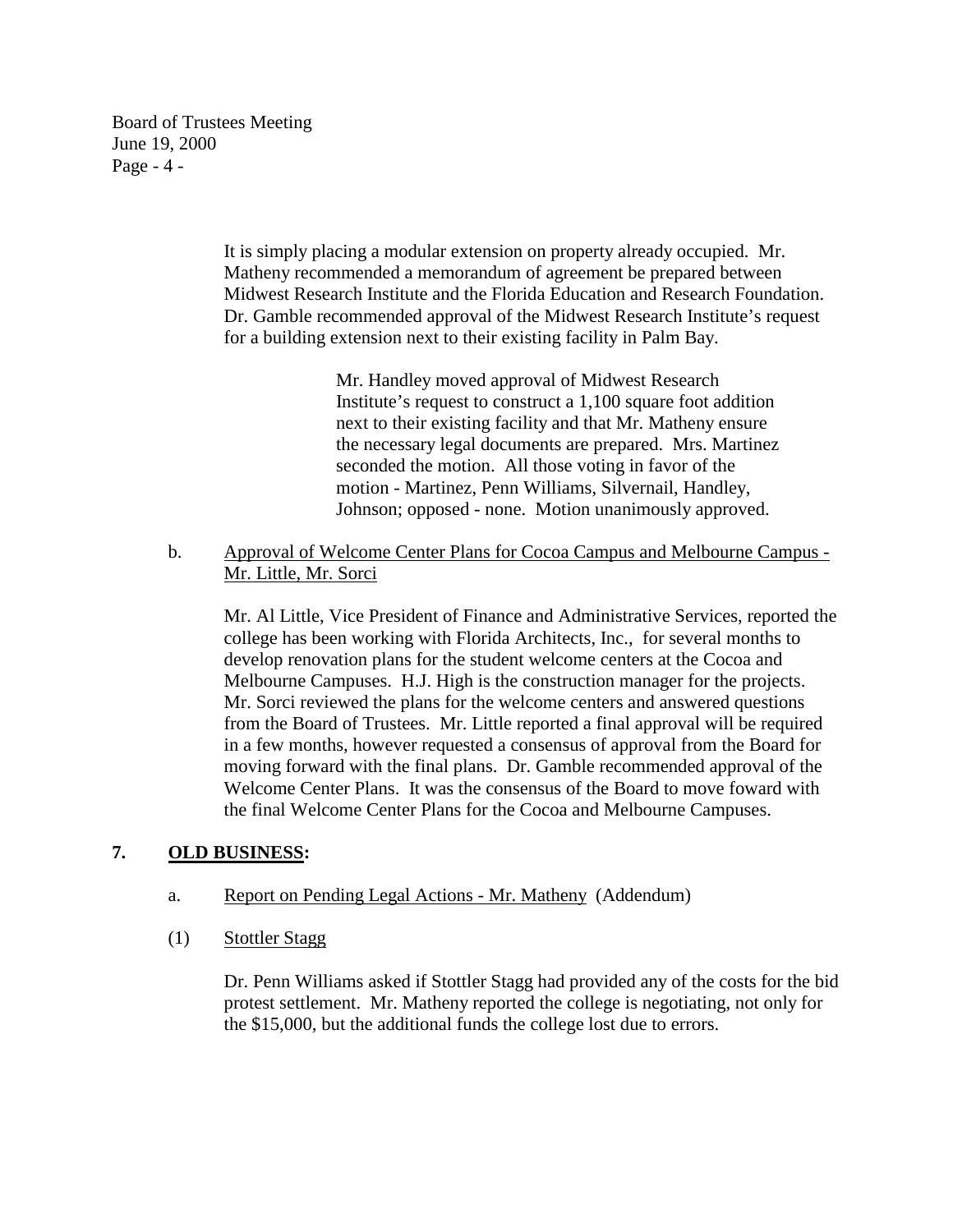It is simply placing a modular extension on property already occupied. Mr. Matheny recommended a memorandum of agreement be prepared between Midwest Research Institute and the Florida Education and Research Foundation. Dr. Gamble recommended approval of the Midwest Research Institute's request for a building extension next to their existing facility in Palm Bay.

> Mr. Handley moved approval of Midwest Research Institute's request to construct a 1,100 square foot addition next to their existing facility and that Mr. Matheny ensure the necessary legal documents are prepared. Mrs. Martinez seconded the motion. All those voting in favor of the motion - Martinez, Penn Williams, Silvernail, Handley, Johnson; opposed - none. Motion unanimously approved.

b. Approval of Welcome Center Plans for Cocoa Campus and Melbourne Campus - Mr. Little, Mr. Sorci

Mr. Al Little, Vice President of Finance and Administrative Services, reported the college has been working with Florida Architects, Inc., for several months to develop renovation plans for the student welcome centers at the Cocoa and Melbourne Campuses. H.J. High is the construction manager for the projects. Mr. Sorci reviewed the plans for the welcome centers and answered questions from the Board of Trustees. Mr. Little reported a final approval will be required in a few months, however requested a consensus of approval from the Board for moving forward with the final plans. Dr. Gamble recommended approval of the Welcome Center Plans. It was the consensus of the Board to move foward with the final Welcome Center Plans for the Cocoa and Melbourne Campuses.

## 7. OLD BUSINESS:

a. Report on Pending Legal Actions - Mr. Matheny (Addendum)

(1) Stottler Stagg

Dr. Penn Williams asked if Stottler Stagg had provided any of the costs for the bid protest settlement. Mr. Matheny reported the college is negotiating, not only for the $15,000, but the additional funds the college lost due to errors.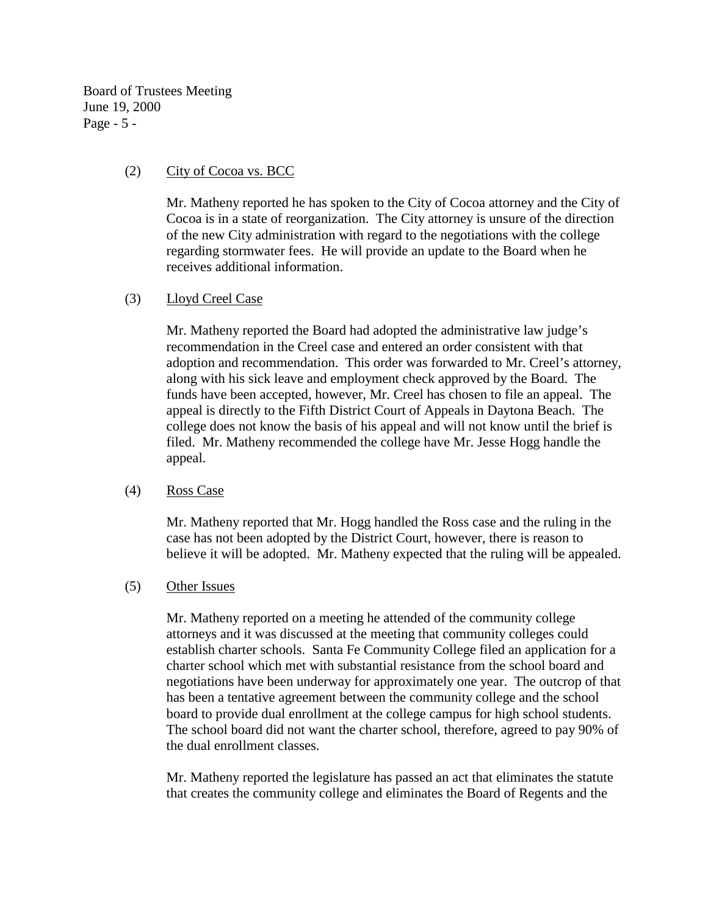(2) City of Cocoa vs. BCC

Mr. Matheny reported he has spoken to the City of Cocoa attorney and the City of Cocoa is in a state of reorganization. The City attorney is unsure of the direction of the new City administration with regard to the negotiations with the college regarding stormwater fees. He will provide an update to the Board when he receives additional information.

(3) Lloyd Creel Case

Mr. Matheny reported the Board had adopted the administrative law judge's recommendation in the Creel case and entered an order consistent with that adoption and recommendation. This order was forwarded to Mr. Creel's attorney, along with his sick leave and employment check approved by the Board. The funds have been accepted, however, Mr. Creel has chosen to file an appeal. The appeal is directly to the Fifth District Court of Appeals in Daytona Beach. The college does not know the basis of his appeal and will not know until the brief is filed. Mr. Matheny recommended the college have Mr. Jesse Hogg handle the appeal.

(4) Ross Case

Mr. Matheny reported that Mr. Hogg handled the Ross case and the ruling in the case has not been adopted by the District Court, however, there is reason to believe it will be adopted. Mr. Matheny expected that the ruling will be appealed.

(5) Other Issues

Mr. Matheny reported on a meeting he attended of the community college attorneys and it was discussed at the meeting that community colleges could establish charter schools. Santa Fe Community College filed an application for a charter school which met with substantial resistance from the school board and negotiations have been underway for approximately one year. The outcrop of that has been a tentative agreement between the community college and the school board to provide dual enrollment at the college campus for high school students. The school board did not want the charter school, therefore, agreed to pay 90% of the dual enrollment classes.

Mr. Matheny reported the legislature has passed an act that eliminates the statute that creates the community college and eliminates the Board of Regents and the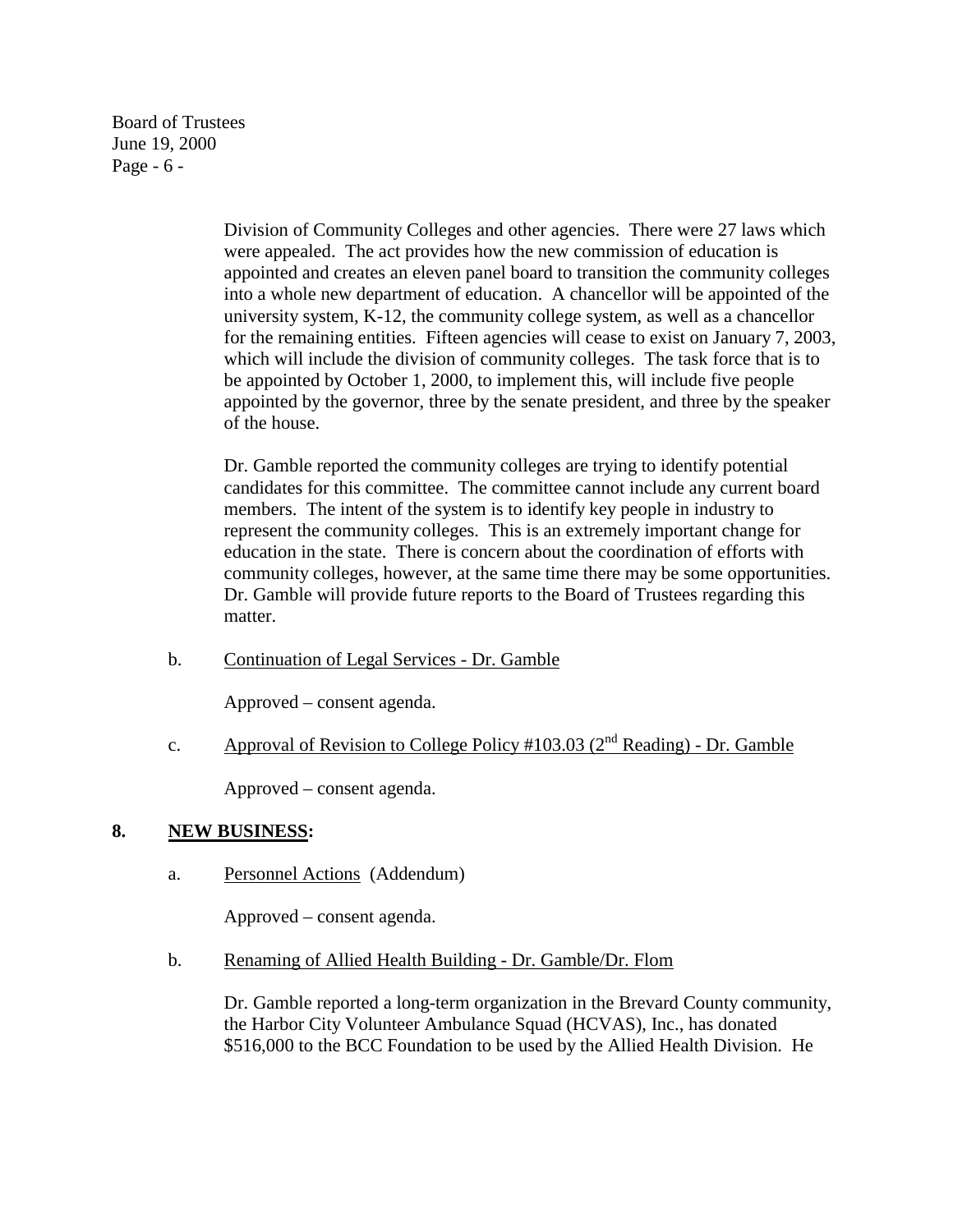Division of Community Colleges and other agencies. There were 27 laws which were appealed. The act provides how the new commission of education is appointed and creates an eleven panel board to transition the community colleges into a whole new department of education. A chancellor will be appointed of the university system, K-12, the community college system, as well as a chancellor for the remaining entities. Fifteen agencies will cease to exist on January 7, 2003, which will include the division of community colleges. The task force that is to be appointed by October 1, 2000, to implement this, will include five people appointed by the governor, three by the senate president, and three by the speaker of the house.

Dr. Gamble reported the community colleges are trying to identify potential candidates for this committee. The committee cannot include any current board members. The intent of the system is to identify key people in industry to represent the community colleges. This is an extremely important change for education in the state. There is concern about the coordination of efforts with community colleges, however, at the same time there may be some opportunities. Dr. Gamble will provide future reports to the Board of Trustees regarding this matter.

b. Continuation of Legal Services - Dr. Gamble

Approved – consent agenda.

c. Approval of Revision to College Policy #103.03 (2nd Reading) - Dr. Gamble

Approved – consent agenda.

## 8. NEW BUSINESS:

a. Personnel Actions (Addendum)

Approved – consent agenda.

b. Renaming of Allied Health Building - Dr. Gamble/Dr. Flom

Dr. Gamble reported a long-term organization in the Brevard County community, the Harbor City Volunteer Ambulance Squad (HCVAS), Inc., has donated $516,000 to the BCC Foundation to be used by the Allied Health Division. He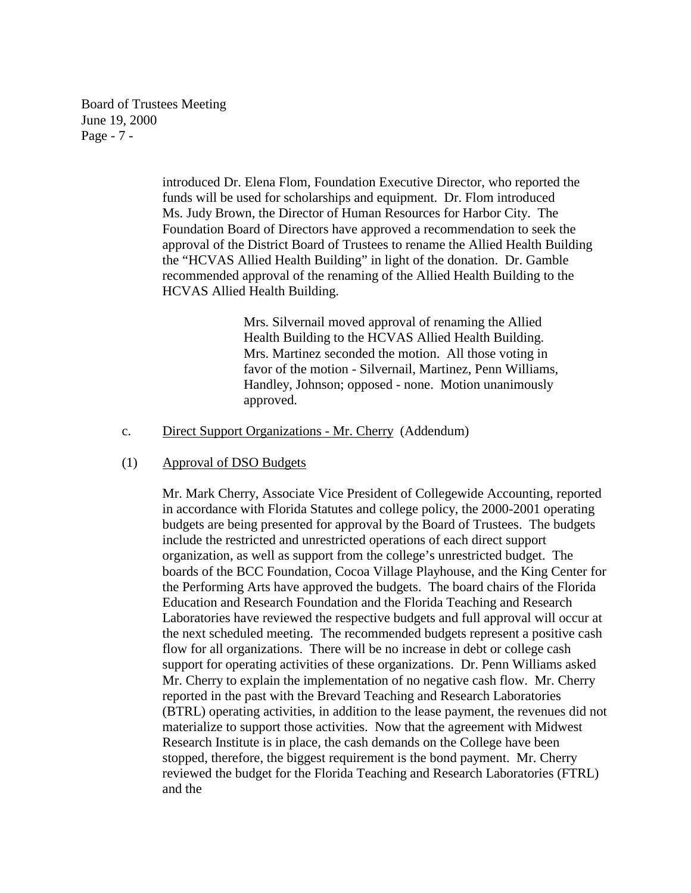introduced Dr. Elena Flom, Foundation Executive Director, who reported the funds will be used for scholarships and equipment. Dr. Flom introduced Ms. Judy Brown, the Director of Human Resources for Harbor City. The Foundation Board of Directors have approved a recommendation to seek the approval of the District Board of Trustees to rename the Allied Health Building the "HCVAS Allied Health Building" in light of the donation. Dr. Gamble recommended approval of the renaming of the Allied Health Building to the HCVAS Allied Health Building.

> Mrs. Silvernail moved approval of renaming the Allied Health Building to the HCVAS Allied Health Building. Mrs. Martinez seconded the motion. All those voting in favor of the motion - Silvernail, Martinez, Penn Williams, Handley, Johnson; opposed - none. Motion unanimously approved.

c. <u>Direct Support Organizations - Mr. Cherry</u> (Addendum)

(1) <u>Approval of DSO Budgets</u>

Mr. Mark Cherry, Associate Vice President of Collegewide Accounting, reported in accordance with Florida Statutes and college policy, the 2000-2001 operating budgets are being presented for approval by the Board of Trustees. The budgets include the restricted and unrestricted operations of each direct support organization, as well as support from the college's unrestricted budget. The boards of the BCC Foundation, Cocoa Village Playhouse, and the King Center for the Performing Arts have approved the budgets. The board chairs of the Florida Education and Research Foundation and the Florida Teaching and Research Laboratories have reviewed the respective budgets and full approval will occur at the next scheduled meeting. The recommended budgets represent a positive cash flow for all organizations. There will be no increase in debt or college cash support for operating activities of these organizations. Dr. Penn Williams asked Mr. Cherry to explain the implementation of no negative cash flow. Mr. Cherry reported in the past with the Brevard Teaching and Research Laboratories (BTRL) operating activities, in addition to the lease payment, the revenues did not materialize to support those activities. Now that the agreement with Midwest Research Institute is in place, the cash demands on the College have been stopped, therefore, the biggest requirement is the bond payment. Mr. Cherry reviewed the budget for the Florida Teaching and Research Laboratories (FTRL) and the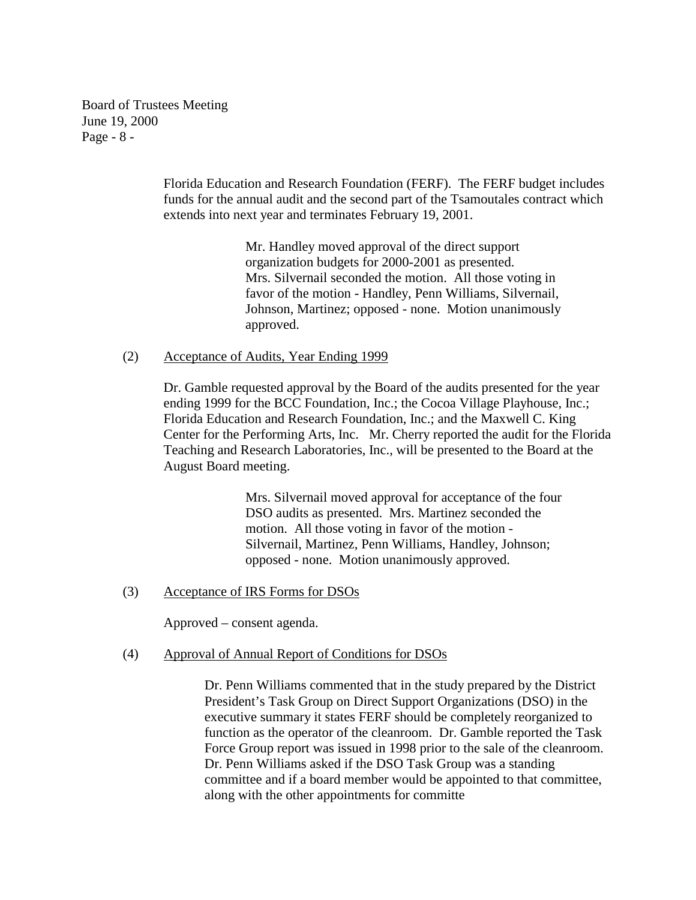Florida Education and Research Foundation (FERF). The FERF budget includes funds for the annual audit and the second part of the Tsamoutales contract which extends into next year and terminates February 19, 2001.

> Mr. Handley moved approval of the direct support organization budgets for 2000-2001 as presented. Mrs. Silvernail seconded the motion. All those voting in favor of the motion - Handley, Penn Williams, Silvernail, Johnson, Martinez; opposed - none. Motion unanimously approved.

(2) Acceptance of Audits, Year Ending 1999

Dr. Gamble requested approval by the Board of the audits presented for the year ending 1999 for the BCC Foundation, Inc.; the Cocoa Village Playhouse, Inc.; Florida Education and Research Foundation, Inc.; and the Maxwell C. King Center for the Performing Arts, Inc. Mr. Cherry reported the audit for the Florida Teaching and Research Laboratories, Inc., will be presented to the Board at the August Board meeting.

> Mrs. Silvernail moved approval for acceptance of the four DSO audits as presented. Mrs. Martinez seconded the motion. All those voting in favor of the motion - Silvernail, Martinez, Penn Williams, Handley, Johnson; opposed - none. Motion unanimously approved.

(3) Acceptance of IRS Forms for DSOs

Approved – consent agenda.

(4) Approval of Annual Report of Conditions for DSOs

Dr. Penn Williams commented that in the study prepared by the District President's Task Group on Direct Support Organizations (DSO) in the executive summary it states FERF should be completely reorganized to function as the operator of the cleanroom. Dr. Gamble reported the Task Force Group report was issued in 1998 prior to the sale of the cleanroom. Dr. Penn Williams asked if the DSO Task Group was a standing committee and if a board member would be appointed to that committee, along with the other appointments for committe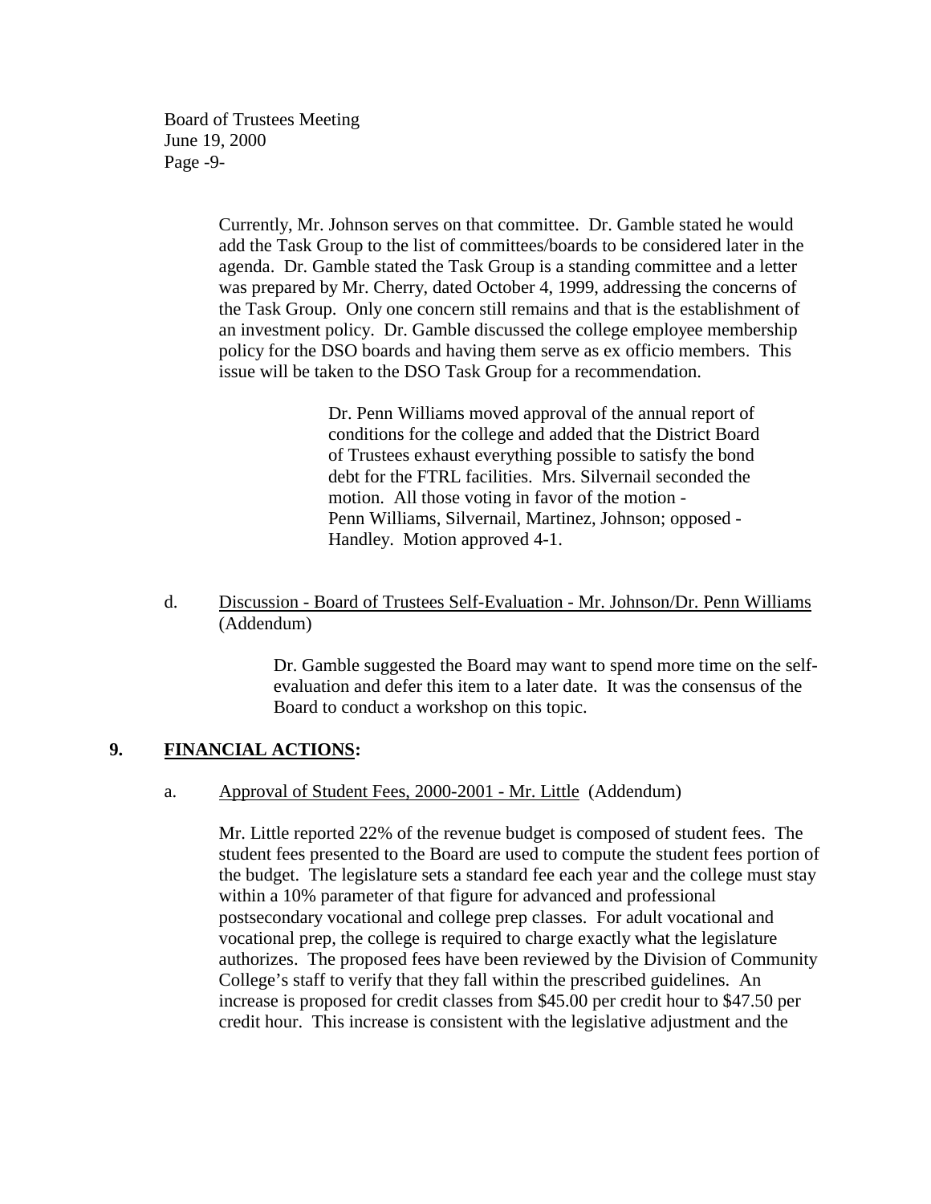Currently, Mr. Johnson serves on that committee. Dr. Gamble stated he would add the Task Group to the list of committees/boards to be considered later in the agenda. Dr. Gamble stated the Task Group is a standing committee and a letter was prepared by Mr. Cherry, dated October 4, 1999, addressing the concerns of the Task Group. Only one concern still remains and that is the establishment of an investment policy. Dr. Gamble discussed the college employee membership policy for the DSO boards and having them serve as ex officio members. This issue will be taken to the DSO Task Group for a recommendation.

> Dr. Penn Williams moved approval of the annual report of conditions for the college and added that the District Board of Trustees exhaust everything possible to satisfy the bond debt for the FTRL facilities. Mrs. Silvernail seconded the motion. All those voting in favor of the motion - Penn Williams, Silvernail, Martinez, Johnson; opposed - Handley. Motion approved 4-1.

d. <u>Discussion - Board of Trustees Self-Evaluation - Mr. Johnson/Dr. Penn Williams</u> (Addendum)

> Dr. Gamble suggested the Board may want to spend more time on the self-evaluation and defer this item to a later date. It was the consensus of the Board to conduct a workshop on this topic.

## 9. **<u>FINANCIAL ACTIONS</u>:**

a. <u>Approval of Student Fees, 2000-2001 - Mr. Little</u> (Addendum)

Mr. Little reported 22% of the revenue budget is composed of student fees. The student fees presented to the Board are used to compute the student fees portion of the budget. The legislature sets a standard fee each year and the college must stay within a 10% parameter of that figure for advanced and professional postsecondary vocational and college prep classes. For adult vocational and vocational prep, the college is required to charge exactly what the legislature authorizes. The proposed fees have been reviewed by the Division of Community College's staff to verify that they fall within the prescribed guidelines. An increase is proposed for credit classes from $45.00 per credit hour to $47.50 per credit hour. This increase is consistent with the legislative adjustment and the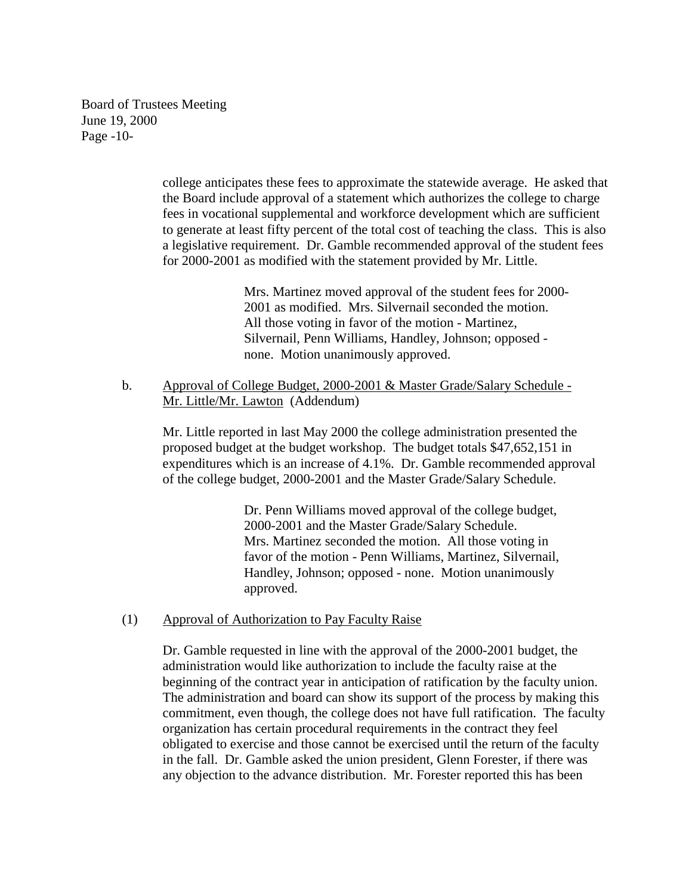college anticipates these fees to approximate the statewide average. He asked that the Board include approval of a statement which authorizes the college to charge fees in vocational supplemental and workforce development which are sufficient to generate at least fifty percent of the total cost of teaching the class. This is also a legislative requirement. Dr. Gamble recommended approval of the student fees for 2000-2001 as modified with the statement provided by Mr. Little.

> Mrs. Martinez moved approval of the student fees for 2000-2001 as modified. Mrs. Silvernail seconded the motion. All those voting in favor of the motion - Martinez, Silvernail, Penn Williams, Handley, Johnson; opposed - none. Motion unanimously approved.

b. Approval of College Budget, 2000-2001 & Master Grade/Salary Schedule - Mr. Little/Mr. Lawton (Addendum)

Mr. Little reported in last May 2000 the college administration presented the proposed budget at the budget workshop. The budget totals $47,652,151 in expenditures which is an increase of 4.1%. Dr. Gamble recommended approval of the college budget, 2000-2001 and the Master Grade/Salary Schedule.

> Dr. Penn Williams moved approval of the college budget, 2000-2001 and the Master Grade/Salary Schedule. Mrs. Martinez seconded the motion. All those voting in favor of the motion - Penn Williams, Martinez, Silvernail, Handley, Johnson; opposed - none. Motion unanimously approved.

(1) Approval of Authorization to Pay Faculty Raise

Dr. Gamble requested in line with the approval of the 2000-2001 budget, the administration would like authorization to include the faculty raise at the beginning of the contract year in anticipation of ratification by the faculty union. The administration and board can show its support of the process by making this commitment, even though, the college does not have full ratification. The faculty organization has certain procedural requirements in the contract they feel obligated to exercise and those cannot be exercised until the return of the faculty in the fall. Dr. Gamble asked the union president, Glenn Forester, if there was any objection to the advance distribution. Mr. Forester reported this has been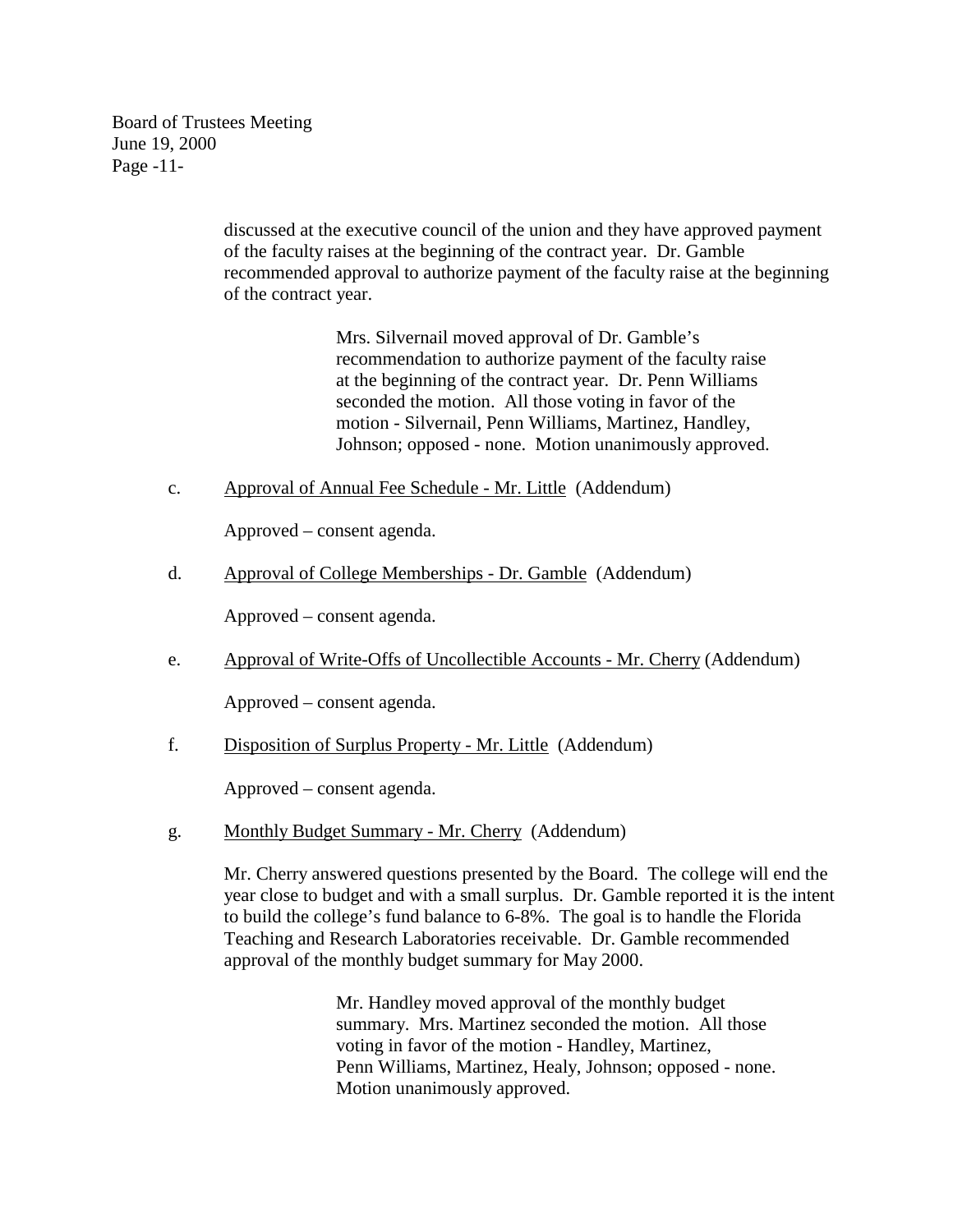discussed at the executive council of the union and they have approved payment of the faculty raises at the beginning of the contract year. Dr. Gamble recommended approval to authorize payment of the faculty raise at the beginning of the contract year.

> Mrs. Silvernail moved approval of Dr. Gamble's recommendation to authorize payment of the faculty raise at the beginning of the contract year. Dr. Penn Williams seconded the motion. All those voting in favor of the motion - Silvernail, Penn Williams, Martinez, Handley, Johnson; opposed - none. Motion unanimously approved.

c. <u>Approval of Annual Fee Schedule - Mr. Little</u> (Addendum)

Approved – consent agenda.

d. <u>Approval of College Memberships - Dr. Gamble</u> (Addendum)

Approved – consent agenda.

e. <u>Approval of Write-Offs of Uncollectible Accounts - Mr. Cherry</u> (Addendum)

Approved – consent agenda.

f. <u>Disposition of Surplus Property - Mr. Little</u> (Addendum)

Approved – consent agenda.

g. <u>Monthly Budget Summary - Mr. Cherry</u> (Addendum)

Mr. Cherry answered questions presented by the Board. The college will end the year close to budget and with a small surplus. Dr. Gamble reported it is the intent to build the college's fund balance to 6-8%. The goal is to handle the Florida Teaching and Research Laboratories receivable. Dr. Gamble recommended approval of the monthly budget summary for May 2000.

> Mr. Handley moved approval of the monthly budget summary. Mrs. Martinez seconded the motion. All those voting in favor of the motion - Handley, Martinez, Penn Williams, Martinez, Healy, Johnson; opposed - none. Motion unanimously approved.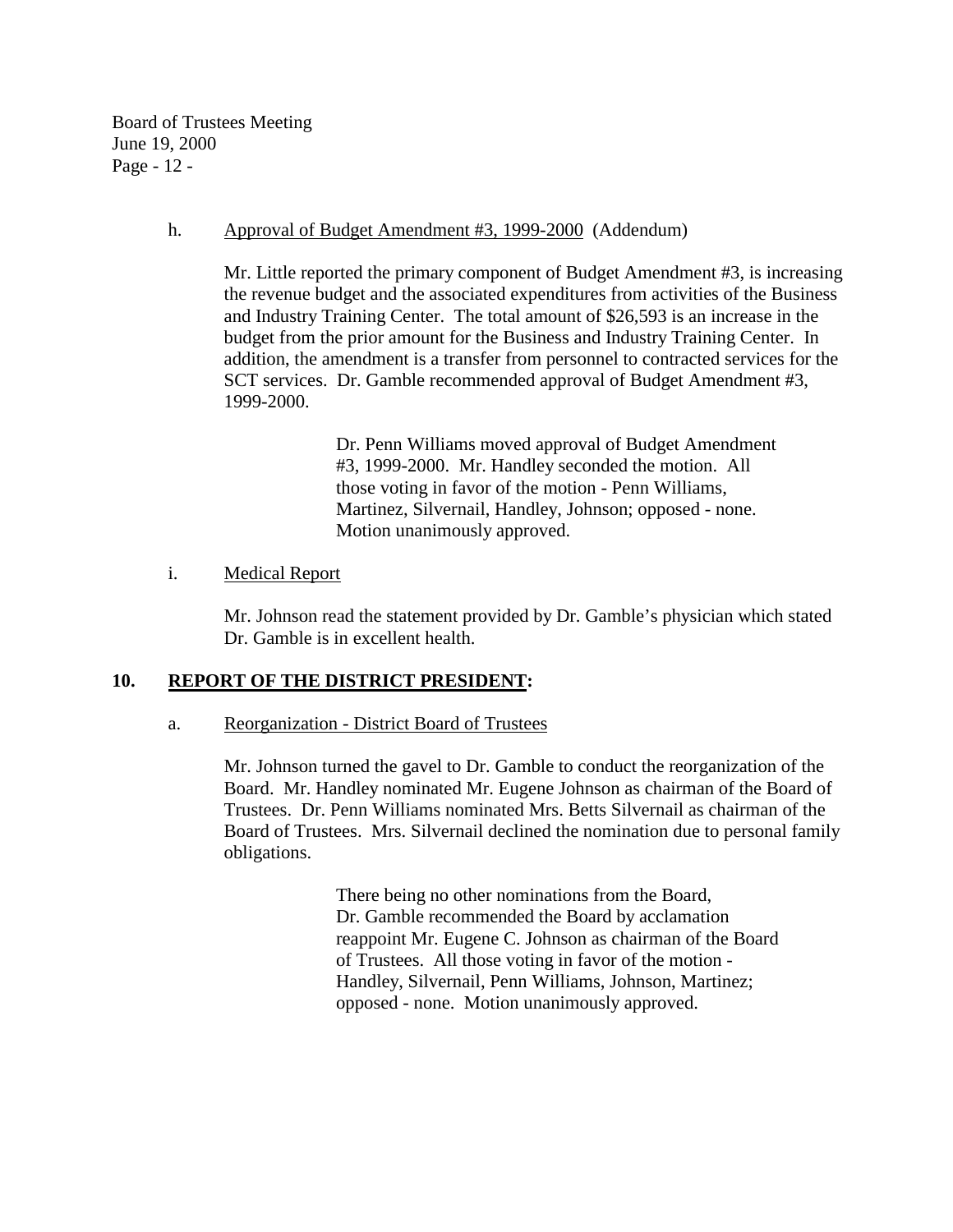h. <u>Approval of Budget Amendment #3, 1999-2000</u> (Addendum)

Mr. Little reported the primary component of Budget Amendment #3, is increasing the revenue budget and the associated expenditures from activities of the Business and Industry Training Center. The total amount of $26,593 is an increase in the budget from the prior amount for the Business and Industry Training Center. In addition, the amendment is a transfer from personnel to contracted services for the SCT services. Dr. Gamble recommended approval of Budget Amendment #3, 1999-2000.

> Dr. Penn Williams moved approval of Budget Amendment #3, 1999-2000. Mr. Handley seconded the motion. All those voting in favor of the motion - Penn Williams, Martinez, Silvernail, Handley, Johnson; opposed - none. Motion unanimously approved.

i. <u>Medical Report</u>

Mr. Johnson read the statement provided by Dr. Gamble's physician which stated Dr. Gamble is in excellent health.

## 10. **<u>REPORT OF THE DISTRICT PRESIDENT</u>:**

a. <u>Reorganization - District Board of Trustees</u>

Mr. Johnson turned the gavel to Dr. Gamble to conduct the reorganization of the Board. Mr. Handley nominated Mr. Eugene Johnson as chairman of the Board of Trustees. Dr. Penn Williams nominated Mrs. Betts Silvernail as chairman of the Board of Trustees. Mrs. Silvernail declined the nomination due to personal family obligations.

> There being no other nominations from the Board, Dr. Gamble recommended the Board by acclamation reappoint Mr. Eugene C. Johnson as chairman of the Board of Trustees. All those voting in favor of the motion - Handley, Silvernail, Penn Williams, Johnson, Martinez; opposed - none. Motion unanimously approved.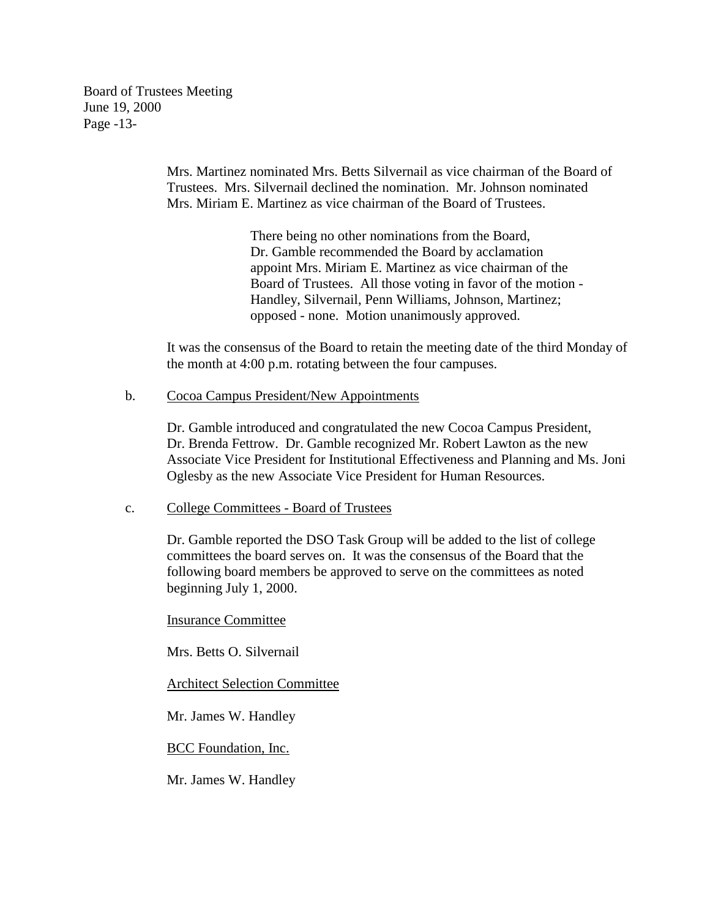Mrs. Martinez nominated Mrs. Betts Silvernail as vice chairman of the Board of Trustees. Mrs. Silvernail declined the nomination. Mr. Johnson nominated Mrs. Miriam E. Martinez as vice chairman of the Board of Trustees.

> There being no other nominations from the Board, Dr. Gamble recommended the Board by acclamation appoint Mrs. Miriam E. Martinez as vice chairman of the Board of Trustees. All those voting in favor of the motion - Handley, Silvernail, Penn Williams, Johnson, Martinez; opposed - none. Motion unanimously approved.

It was the consensus of the Board to retain the meeting date of the third Monday of the month at 4:00 p.m. rotating between the four campuses.

b. <u>Cocoa Campus President/New Appointments</u>

Dr. Gamble introduced and congratulated the new Cocoa Campus President, Dr. Brenda Fettrow. Dr. Gamble recognized Mr. Robert Lawton as the new Associate Vice President for Institutional Effectiveness and Planning and Ms. Joni Oglesby as the new Associate Vice President for Human Resources.

c. <u>College Committees - Board of Trustees</u>

Dr. Gamble reported the DSO Task Group will be added to the list of college committees the board serves on. It was the consensus of the Board that the following board members be approved to serve on the committees as noted beginning July 1, 2000.

<u>Insurance Committee</u>

Mrs. Betts O. Silvernail

<u>Architect Selection Committee</u>

Mr. James W. Handley

<u>BCC Foundation, Inc.</u>

Mr. James W. Handley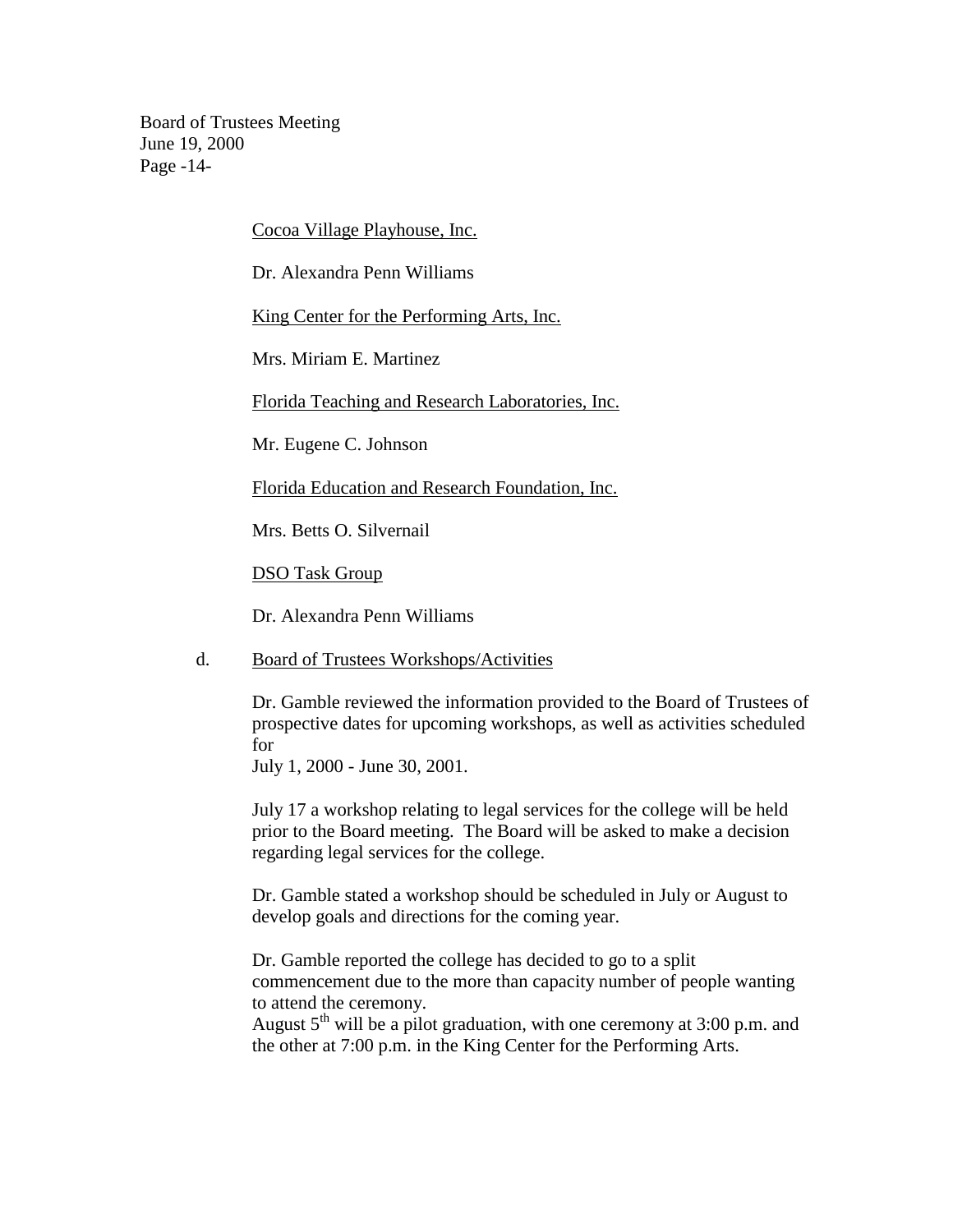Cocoa Village Playhouse, Inc.

Dr. Alexandra Penn Williams

King Center for the Performing Arts, Inc.

Mrs. Miriam E. Martinez

Florida Teaching and Research Laboratories, Inc.

Mr. Eugene C. Johnson

Florida Education and Research Foundation, Inc.

Mrs. Betts O. Silvernail

DSO Task Group

Dr. Alexandra Penn Williams

d. Board of Trustees Workshops/Activities

Dr. Gamble reviewed the information provided to the Board of Trustees of prospective dates for upcoming workshops, as well as activities scheduled for
July 1, 2000 - June 30, 2001.

July 17 a workshop relating to legal services for the college will be held prior to the Board meeting. The Board will be asked to make a decision regarding legal services for the college.

Dr. Gamble stated a workshop should be scheduled in July or August to develop goals and directions for the coming year.

Dr. Gamble reported the college has decided to go to a split commencement due to the more than capacity number of people wanting to attend the ceremony.
August 5th will be a pilot graduation, with one ceremony at 3:00 p.m. and the other at 7:00 p.m. in the King Center for the Performing Arts.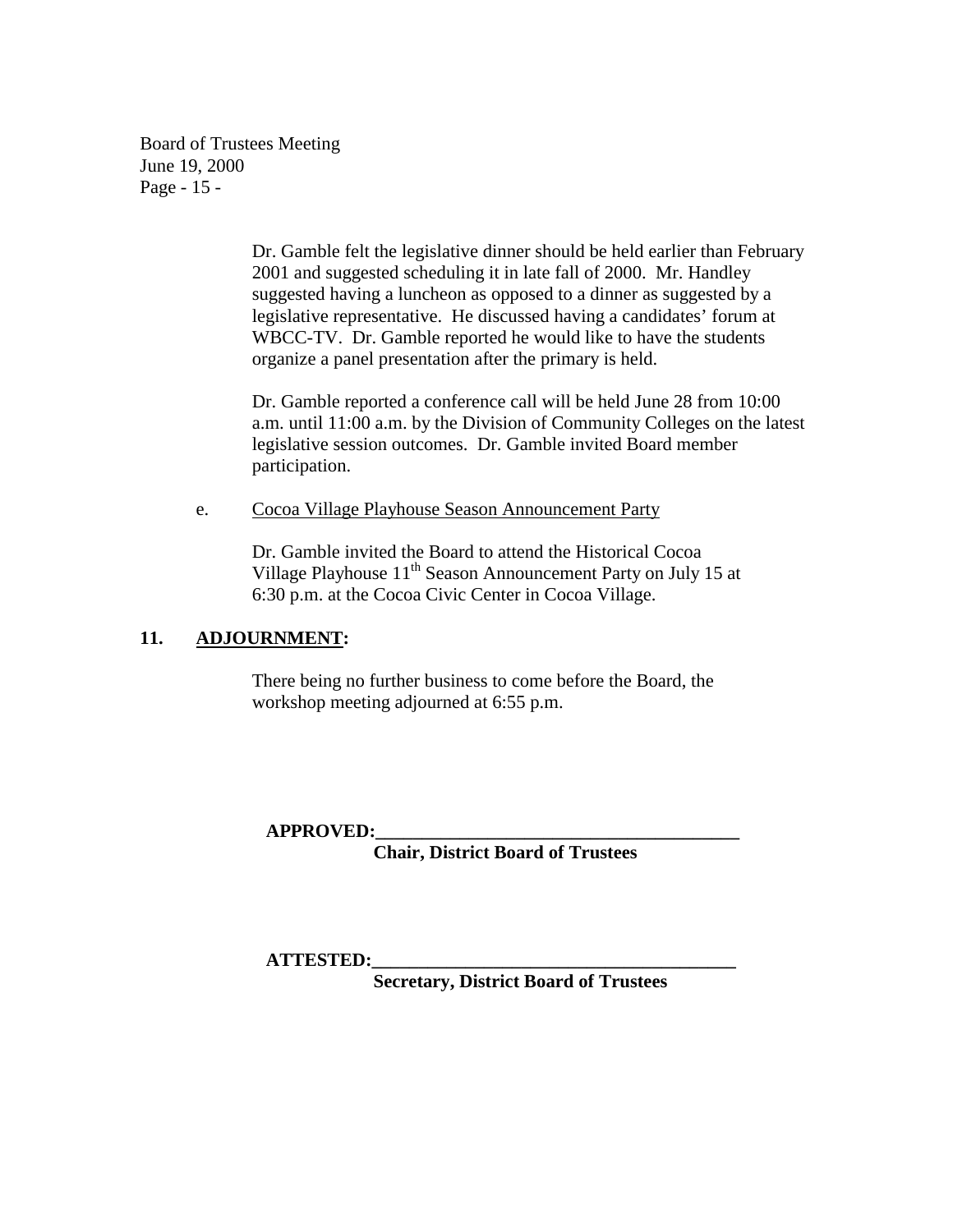Dr. Gamble felt the legislative dinner should be held earlier than February 2001 and suggested scheduling it in late fall of 2000. Mr. Handley suggested having a luncheon as opposed to a dinner as suggested by a legislative representative. He discussed having a candidates' forum at WBCC-TV. Dr. Gamble reported he would like to have the students organize a panel presentation after the primary is held.

Dr. Gamble reported a conference call will be held June 28 from 10:00 a.m. until 11:00 a.m. by the Division of Community Colleges on the latest legislative session outcomes. Dr. Gamble invited Board member participation.

e. Cocoa Village Playhouse Season Announcement Party

Dr. Gamble invited the Board to attend the Historical Cocoa Village Playhouse 11th Season Announcement Party on July 15 at 6:30 p.m. at the Cocoa Civic Center in Cocoa Village.

**11. ADJOURNMENT:**

There being no further business to come before the Board, the workshop meeting adjourned at 6:55 p.m.

**APPROVED:\_\_\_\_\_\_\_\_\_\_\_\_\_\_\_\_\_\_\_\_\_\_\_\_\_\_\_\_\_\_\_\_\_\_\_\_\_\_\_\_**
**Chair, District Board of Trustees**

**ATTESTED:\_\_\_\_\_\_\_\_\_\_\_\_\_\_\_\_\_\_\_\_\_\_\_\_\_\_\_\_\_\_\_\_\_\_\_\_\_\_\_\_**
**Secretary, District Board of Trustees**